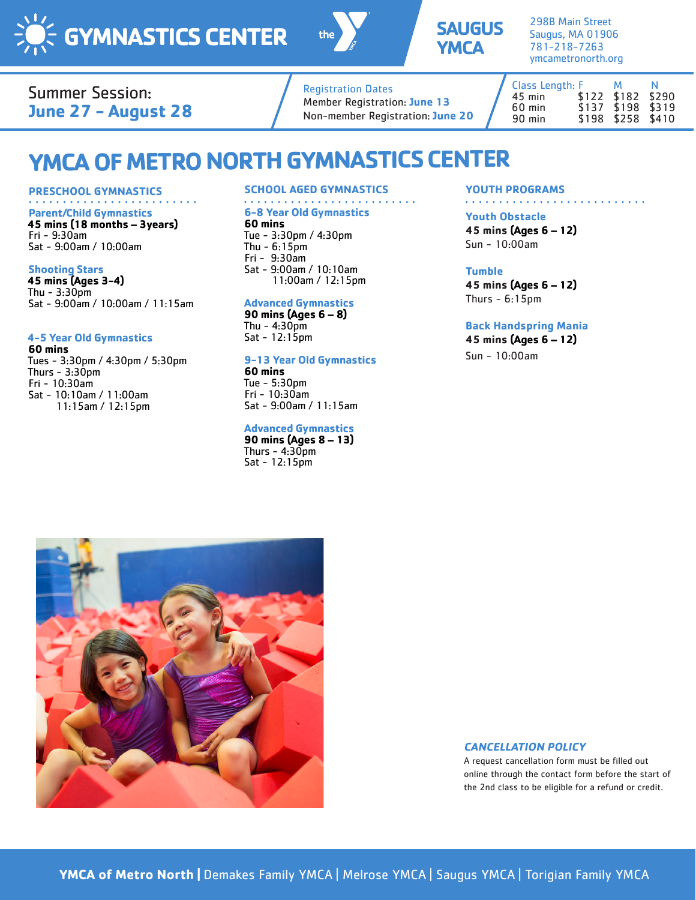# GYMNASTICS CENTER

the Y

**SAUGUS YMCA**

298B Main Street
Saugus, MA 01906
781-218-7263
ymcametronorth.org

Summer Session:
**June 27 – August 28**

Registration Dates
Member Registration: **June 13**
Non-member Registration: **June 20**

| Class Length: | F | M | N |
|---|---|---|---|
| 45 min | $122 | $182 | $290 |
| 60 min | $137 | $198 | $319 |
| 90 min | $198 | $258 | $410 |

# YMCA OF METRO NORTH GYMNASTICS CENTER

## PRESCHOOL GYMNASTICS

### Parent/Child Gymnastics
**45 mins (18 months – 3years)**
Fri - 9:30am
Sat - 9:00am / 10:00am

### Shooting Stars
**45 mins (Ages 3-4)**
Thu - 3:30pm
Sat - 9:00am / 10:00am / 11:15am

### 4-5 Year Old Gymnastics
**60 mins**
Tues - 3:30pm / 4:30pm / 5:30pm
Thurs - 3:30pm
Fri - 10:30am
Sat - 10:10am / 11:00am
11:15am / 12:15pm

## SCHOOL AGED GYMNASTICS

### 6-8 Year Old Gymnastics
**60 mins**
Tue - 3:30pm / 4:30pm
Thu - 6:15pm
Fri - 9:30am
Sat - 9:00am / 10:10am
11:00am / 12:15pm

### Advanced Gymnastics
**90 mins (Ages 6 – 8)**
Thu - 4:30pm
Sat - 12:15pm

### 9-13 Year Old Gymnastics
**60 mins**
Tue - 5:30pm
Fri - 10:30am
Sat - 9:00am / 11:15am

### Advanced Gymnastics
**90 mins (Ages 8 – 13)**
Thurs - 4:30pm
Sat - 12:15pm

## YOUTH PROGRAMS

### Youth Obstacle
**45 mins (Ages 6 – 12)**
Sun - 10:00am

### Tumble
**45 mins (Ages 6 – 12)**
Thurs - 6:15pm

### Back Handspring Mania
**45 mins (Ages 6 – 12)**
Sun - 10:00am

### *CANCELLATION POLICY*
A request cancellation form must be filled out online through the contact form before the start of the 2nd class to be eligible for a refund or credit.

**YMCA of Metro North** | Demakes Family YMCA | Melrose YMCA | Saugus YMCA | Torigian Family YMCA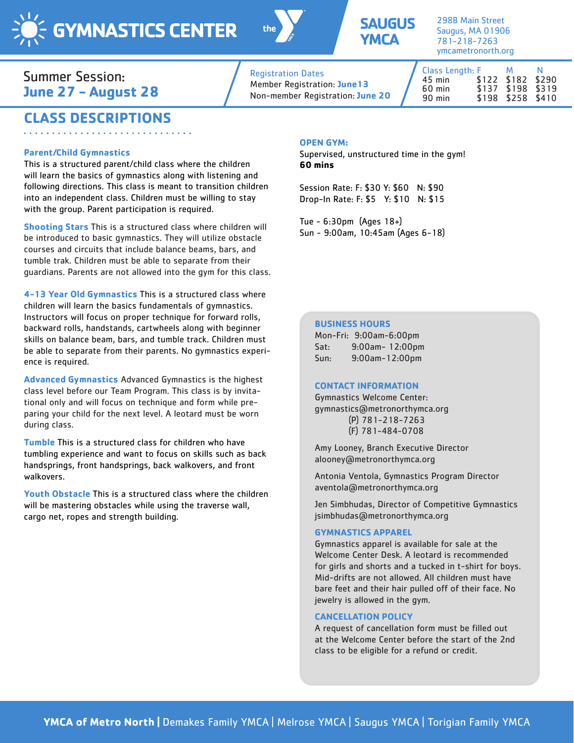# GYMNASTICS CENTER

the YMCA

**SAUGUS YMCA**

298B Main Street
Saugus, MA 01906
781-218-7263
ymcametronorth.org

Summer Session:
**June 27 – August 28**

Registration Dates
Member Registration: **June 13**
Non-member Registration: **June 20**

| Class Length: | F | M | N |
|---|---|---|---|
| 45 min | $122 | $182 | $290 |
| 60 min | $137 | $198 | $319 |
| 90 min | $198 | $258 | $410 |

## CLASS DESCRIPTIONS

**Parent/Child Gymnastics**
This is a structured parent/child class where the children will learn the basics of gymnastics along with listening and following directions. This class is meant to transition children into an independent class. Children must be willing to stay with the group. Parent participation is required.

**Shooting Stars** This is a structured class where children will be introduced to basic gymnastics. They will utilize obstacle courses and circuits that include balance beams, bars, and tumble trak. Children must be able to separate from their guardians. Parents are not allowed into the gym for this class.

**4-13 Year Old Gymnastics** This is a structured class where children will learn the basics fundamentals of gymnastics. Instructors will focus on proper technique for forward rolls, backward rolls, handstands, cartwheels along with beginner skills on balance beam, bars, and tumble track. Children must be able to separate from their parents. No gymnastics experience is required.

**Advanced Gymnastics** Advanced Gymnastics is the highest class level before our Team Program. This class is by invitational only and will focus on technique and form while preparing your child for the next level. A leotard must be worn during class.

**Tumble** This is a structured class for children who have tumbling experience and want to focus on skills such as back handsprings, front handsprings, back walkovers, and front walkovers.

**Youth Obstacle** This is a structured class where the children will be mastering obstacles while using the traverse wall, cargo net, ropes and strength building.

**OPEN GYM:**
Supervised, unstructured time in the gym!
**60 mins**

Session Rate: F: $30 Y: $60 N: $90
Drop-In Rate: F: $5 Y: $10 N: $15

Tue - 6:30pm (Ages 18+)
Sun - 9:00am, 10:45am (Ages 6-18)

### BUSINESS HOURS

Mon-Fri: 9:00am-6:00pm
Sat: 9:00am- 12:00pm
Sun: 9:00am-12:00pm

### CONTACT INFORMATION

Gymnastics Welcome Center:
gymnastics@metronorthymca.org
(P) 781-218-7263
(F) 781-484-0708

Amy Looney, Branch Executive Director
alooney@metronorthymca.org

Antonia Ventola, Gymnastics Program Director
aventola@metronorthymca.org

Jen Simbhudas, Director of Competitive Gymnastics
jsimbhudas@metronorthymca.org

### GYMNASTICS APPAREL

Gymnastics apparel is available for sale at the Welcome Center Desk. A leotard is recommended for girls and shorts and a tucked in t-shirt for boys. Mid-drifts are not allowed. All children must have bare feet and their hair pulled off of their face. No jewelry is allowed in the gym.

### CANCELLATION POLICY

A request of cancellation form must be filled out at the Welcome Center before the start of the 2nd class to be eligible for a refund or credit.

**YMCA of Metro North** | Demakes Family YMCA | Melrose YMCA | Saugus YMCA | Torigian Family YMCA